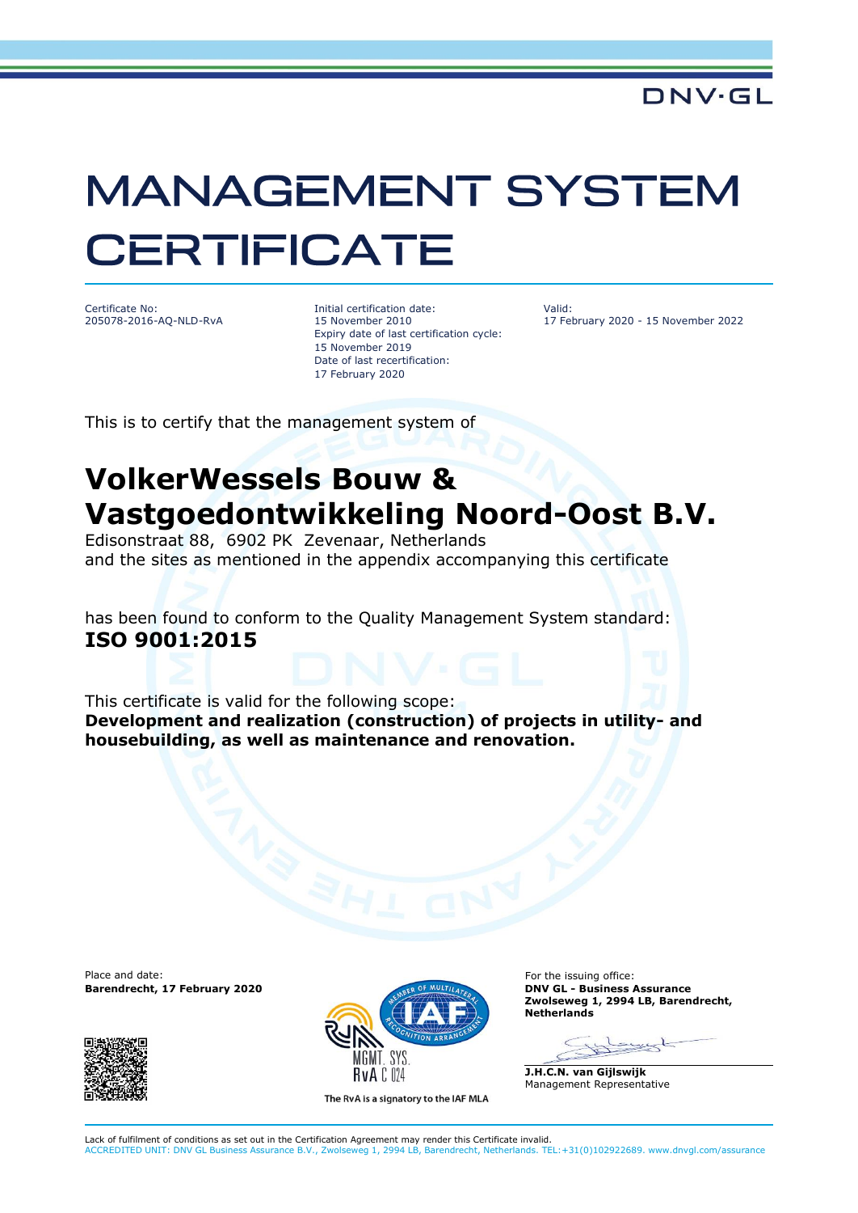DNV·GL

# MANAGEMENT SYSTEM CERTIFICATE

Certificate No:
205078-2016-AQ-NLD-RvA

Initial certification date:
15 November 2010
Expiry date of last certification cycle:
15 November 2019
Date of last recertification:
17 February 2020

Valid:
17 February 2020 - 15 November 2022

This is to certify that the management system of

## VolkerWessels Bouw & Vastgoedontwikkeling Noord-Oost B.V.

Edisonstraat 88, 6902 PK Zevenaar, Netherlands
and the sites as mentioned in the appendix accompanying this certificate

has been found to conform to the Quality Management System standard:
**ISO 9001:2015**

This certificate is valid for the following scope:
**Development and realization (construction) of projects in utility- and housebuilding, as well as maintenance and renovation.**

Place and date:
**Barendrecht, 17 February 2020**

MGMT. SYS.
RvA C 024

The RvA is a signatory to the IAF MLA

For the issuing office:
**DNV GL - Business Assurance**
**Zwolseweg 1, 2994 LB, Barendrecht, Netherlands**

**J.H.C.N. van Gijlswijk**
Management Representative

Lack of fulfilment of conditions as set out in the Certification Agreement may render this Certificate invalid.
ACCREDITED UNIT: DNV GL Business Assurance B.V., Zwolseweg 1, 2994 LB, Barendrecht, Netherlands. TEL:+31(0)102922689. www.dnvgl.com/assurance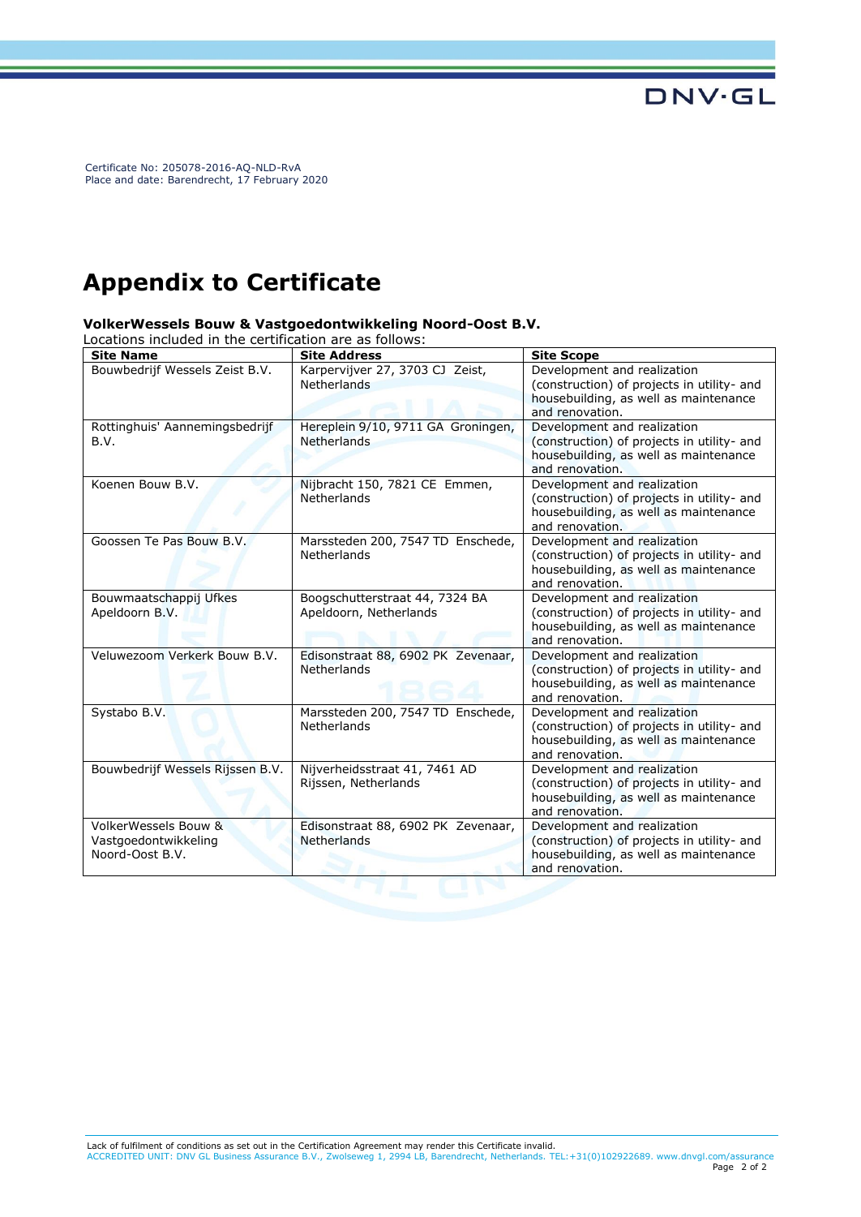Certificate No: 205078-2016-AQ-NLD-RvA
Place and date: Barendrecht, 17 February 2020

# Appendix to Certificate

**VolkerWessels Bouw & Vastgoedontwikkeling Noord-Oost B.V.**
Locations included in the certification are as follows:

| Site Name | Site Address | Site Scope |
|---|---|---|
| Bouwbedrijf Wessels Zeist B.V. | Karpervijver 27, 3703 CJ Zeist, Netherlands | Development and realization (construction) of projects in utility- and housebuilding, as well as maintenance and renovation. |
| Rottinghuis' Aannemingsbedrijf B.V. | Hereplein 9/10, 9711 GA Groningen, Netherlands | Development and realization (construction) of projects in utility- and housebuilding, as well as maintenance and renovation. |
| Koenen Bouw B.V. | Nijbracht 150, 7821 CE Emmen, Netherlands | Development and realization (construction) of projects in utility- and housebuilding, as well as maintenance and renovation. |
| Goossen Te Pas Bouw B.V. | Marssteden 200, 7547 TD Enschede, Netherlands | Development and realization (construction) of projects in utility- and housebuilding, as well as maintenance and renovation. |
| Bouwmaatschappij Ufkes Apeldoorn B.V. | Boogschutterstraat 44, 7324 BA Apeldoorn, Netherlands | Development and realization (construction) of projects in utility- and housebuilding, as well as maintenance and renovation. |
| Veluwezoom Verkerk Bouw B.V. | Edisonstraat 88, 6902 PK Zevenaar, Netherlands | Development and realization (construction) of projects in utility- and housebuilding, as well as maintenance and renovation. |
| Systabo B.V. | Marssteden 200, 7547 TD Enschede, Netherlands | Development and realization (construction) of projects in utility- and housebuilding, as well as maintenance and renovation. |
| Bouwbedrijf Wessels Rijssen B.V. | Nijverheidsstraat 41, 7461 AD Rijssen, Netherlands | Development and realization (construction) of projects in utility- and housebuilding, as well as maintenance and renovation. |
| VolkerWessels Bouw & Vastgoedontwikkeling Noord-Oost B.V. | Edisonstraat 88, 6902 PK Zevenaar, Netherlands | Development and realization (construction) of projects in utility- and housebuilding, as well as maintenance and renovation. |

Lack of fulfilment of conditions as set out in the Certification Agreement may render this Certificate invalid.
ACCREDITED UNIT: DNV GL Business Assurance B.V., Zwolseweg 1, 2994 LB, Barendrecht, Netherlands. TEL:+31(0)102922689. www.dnvgl.com/assurance